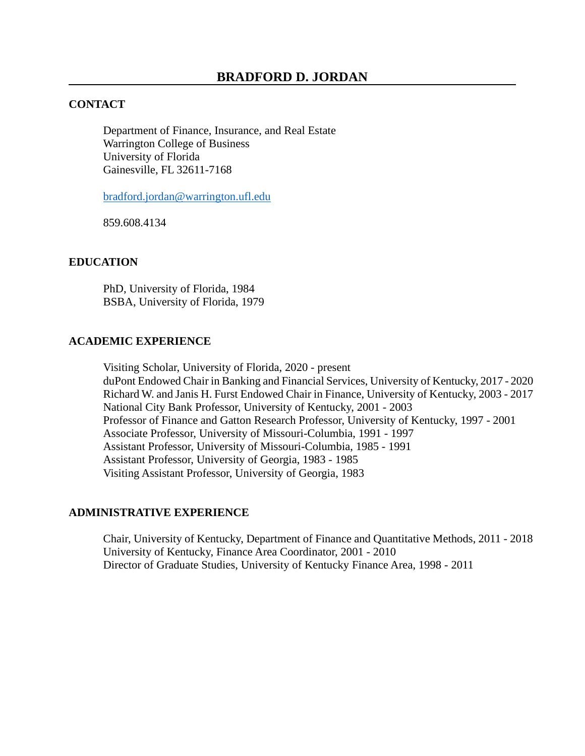# BRADFORD D. JORDAN

## CONTACT

Department of Finance, Insurance, and Real Estate
Warrington College of Business
University of Florida
Gainesville, FL 32611-7168

bradford.jordan@warrington.ufl.edu

859.608.4134

## EDUCATION

PhD, University of Florida, 1984
BSBA, University of Florida, 1979

## ACADEMIC EXPERIENCE

Visiting Scholar, University of Florida, 2020 - present
duPont Endowed Chair in Banking and Financial Services, University of Kentucky, 2017 - 2020
Richard W. and Janis H. Furst Endowed Chair in Finance, University of Kentucky, 2003 - 2017
National City Bank Professor, University of Kentucky, 2001 - 2003
Professor of Finance and Gatton Research Professor, University of Kentucky, 1997 - 2001
Associate Professor, University of Missouri-Columbia, 1991 - 1997
Assistant Professor, University of Missouri-Columbia, 1985 - 1991
Assistant Professor, University of Georgia, 1983 - 1985
Visiting Assistant Professor, University of Georgia, 1983

## ADMINISTRATIVE EXPERIENCE

Chair, University of Kentucky, Department of Finance and Quantitative Methods, 2011 - 2018
University of Kentucky, Finance Area Coordinator, 2001 - 2010
Director of Graduate Studies, University of Kentucky Finance Area, 1998 - 2011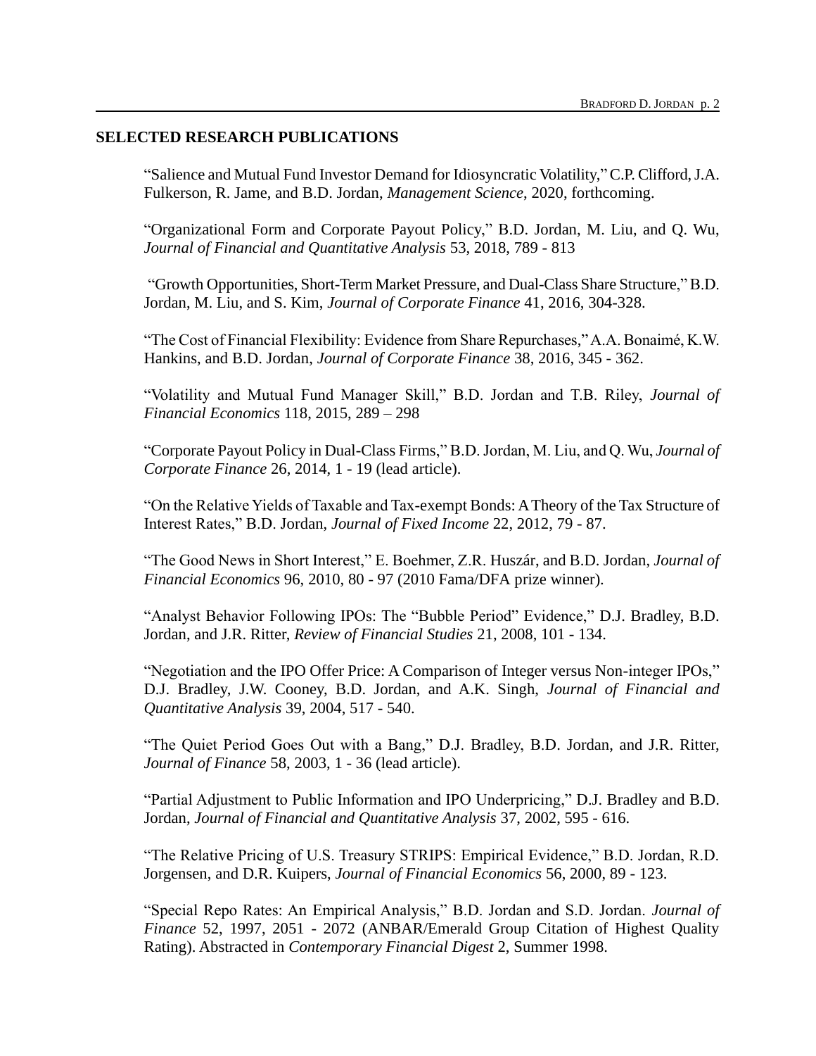## SELECTED RESEARCH PUBLICATIONS

"Salience and Mutual Fund Investor Demand for Idiosyncratic Volatility," C.P. Clifford, J.A. Fulkerson, R. Jame, and B.D. Jordan, *Management Science*, 2020, forthcoming.

"Organizational Form and Corporate Payout Policy," B.D. Jordan, M. Liu, and Q. Wu, *Journal of Financial and Quantitative Analysis* 53, 2018, 789 - 813

"Growth Opportunities, Short-Term Market Pressure, and Dual-Class Share Structure," B.D. Jordan, M. Liu, and S. Kim, *Journal of Corporate Finance* 41, 2016, 304-328.

"The Cost of Financial Flexibility: Evidence from Share Repurchases," A.A. Bonaimé, K.W. Hankins, and B.D. Jordan, *Journal of Corporate Finance* 38, 2016, 345 - 362.

"Volatility and Mutual Fund Manager Skill," B.D. Jordan and T.B. Riley, *Journal of Financial Economics* 118, 2015, 289 – 298

"Corporate Payout Policy in Dual-Class Firms," B.D. Jordan, M. Liu, and Q. Wu, *Journal of Corporate Finance* 26, 2014, 1 - 19 (lead article).

"On the Relative Yields of Taxable and Tax-exempt Bonds: A Theory of the Tax Structure of Interest Rates," B.D. Jordan, *Journal of Fixed Income* 22, 2012, 79 - 87.

"The Good News in Short Interest," E. Boehmer, Z.R. Huszár, and B.D. Jordan, *Journal of Financial Economics* 96, 2010, 80 - 97 (2010 Fama/DFA prize winner).

"Analyst Behavior Following IPOs: The "Bubble Period" Evidence," D.J. Bradley, B.D. Jordan, and J.R. Ritter, *Review of Financial Studies* 21, 2008, 101 - 134.

"Negotiation and the IPO Offer Price: A Comparison of Integer versus Non-integer IPOs," D.J. Bradley, J.W. Cooney, B.D. Jordan, and A.K. Singh, *Journal of Financial and Quantitative Analysis* 39, 2004, 517 - 540.

"The Quiet Period Goes Out with a Bang," D.J. Bradley, B.D. Jordan, and J.R. Ritter, *Journal of Finance* 58, 2003, 1 - 36 (lead article).

"Partial Adjustment to Public Information and IPO Underpricing," D.J. Bradley and B.D. Jordan, *Journal of Financial and Quantitative Analysis* 37, 2002, 595 - 616.

"The Relative Pricing of U.S. Treasury STRIPS: Empirical Evidence," B.D. Jordan, R.D. Jorgensen, and D.R. Kuipers, *Journal of Financial Economics* 56, 2000, 89 - 123.

"Special Repo Rates: An Empirical Analysis," B.D. Jordan and S.D. Jordan. *Journal of Finance* 52, 1997, 2051 - 2072 (ANBAR/Emerald Group Citation of Highest Quality Rating). Abstracted in *Contemporary Financial Digest* 2, Summer 1998.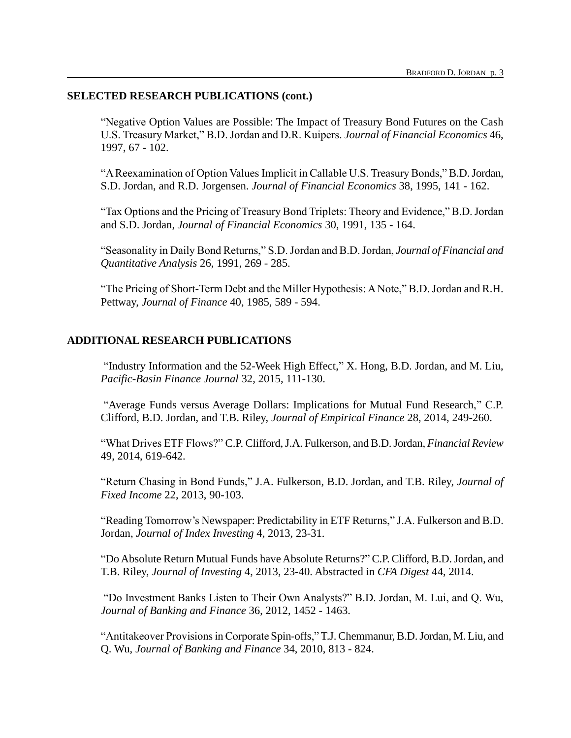## SELECTED RESEARCH PUBLICATIONS (cont.)

"Negative Option Values are Possible: The Impact of Treasury Bond Futures on the Cash U.S. Treasury Market," B.D. Jordan and D.R. Kuipers. *Journal of Financial Economics* 46, 1997, 67 - 102.

"A Reexamination of Option Values Implicit in Callable U.S. Treasury Bonds," B.D. Jordan, S.D. Jordan, and R.D. Jorgensen. *Journal of Financial Economics* 38, 1995, 141 - 162.

"Tax Options and the Pricing of Treasury Bond Triplets: Theory and Evidence," B.D. Jordan and S.D. Jordan, *Journal of Financial Economics* 30, 1991, 135 - 164.

"Seasonality in Daily Bond Returns," S.D. Jordan and B.D. Jordan, *Journal of Financial and Quantitative Analysis* 26, 1991, 269 - 285.

"The Pricing of Short-Term Debt and the Miller Hypothesis: A Note," B.D. Jordan and R.H. Pettway, *Journal of Finance* 40, 1985, 589 - 594.

## ADDITIONAL RESEARCH PUBLICATIONS

"Industry Information and the 52-Week High Effect," X. Hong, B.D. Jordan, and M. Liu, *Pacific-Basin Finance Journal* 32, 2015, 111-130.

"Average Funds versus Average Dollars: Implications for Mutual Fund Research," C.P. Clifford, B.D. Jordan, and T.B. Riley, *Journal of Empirical Finance* 28, 2014, 249-260.

"What Drives ETF Flows?" C.P. Clifford, J.A. Fulkerson, and B.D. Jordan, *Financial Review* 49, 2014, 619-642.

"Return Chasing in Bond Funds," J.A. Fulkerson, B.D. Jordan, and T.B. Riley, *Journal of Fixed Income* 22, 2013, 90-103.

"Reading Tomorrow's Newspaper: Predictability in ETF Returns," J.A. Fulkerson and B.D. Jordan, *Journal of Index Investing* 4, 2013, 23-31.

"Do Absolute Return Mutual Funds have Absolute Returns?" C.P. Clifford, B.D. Jordan, and T.B. Riley, *Journal of Investing* 4, 2013, 23-40. Abstracted in *CFA Digest* 44, 2014.

"Do Investment Banks Listen to Their Own Analysts?" B.D. Jordan, M. Lui, and Q. Wu, *Journal of Banking and Finance* 36, 2012, 1452 - 1463.

"Antitakeover Provisions in Corporate Spin-offs," T.J. Chemmanur, B.D. Jordan, M. Liu, and Q. Wu, *Journal of Banking and Finance* 34, 2010, 813 - 824.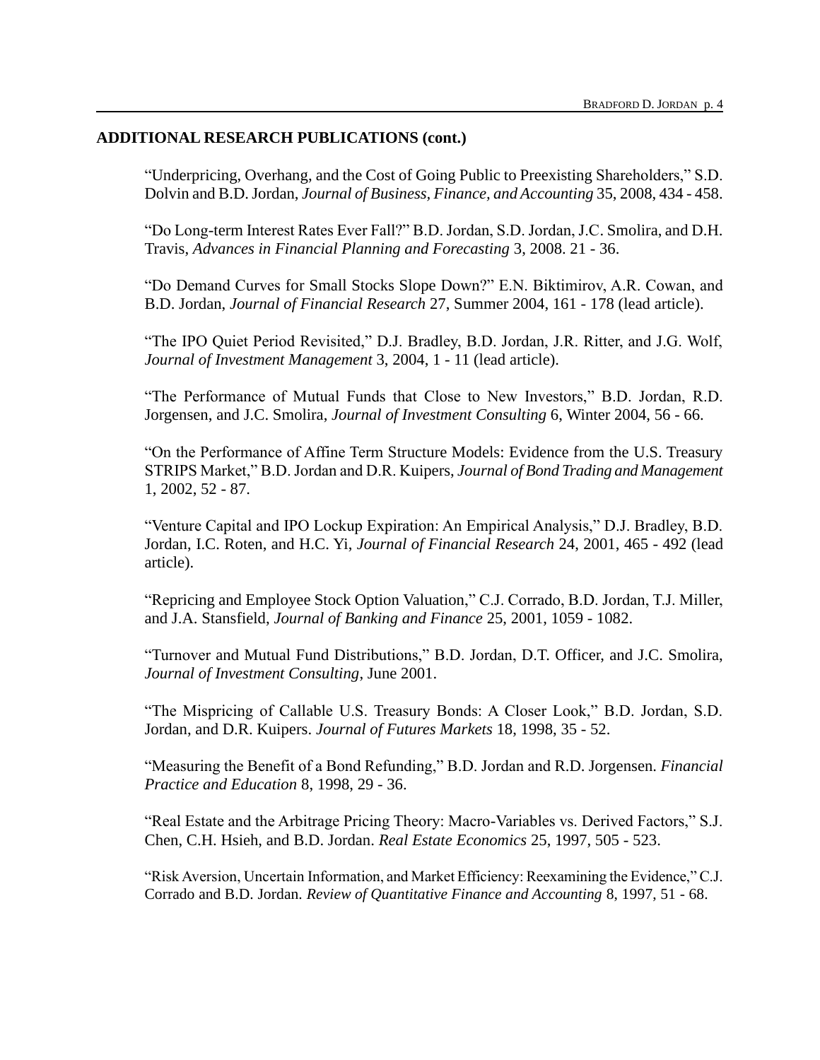## ADDITIONAL RESEARCH PUBLICATIONS (cont.)

"Underpricing, Overhang, and the Cost of Going Public to Preexisting Shareholders," S.D. Dolvin and B.D. Jordan, *Journal of Business, Finance, and Accounting* 35, 2008, 434 - 458.

"Do Long-term Interest Rates Ever Fall?" B.D. Jordan, S.D. Jordan, J.C. Smolira, and D.H. Travis, *Advances in Financial Planning and Forecasting* 3, 2008. 21 - 36.

"Do Demand Curves for Small Stocks Slope Down?" E.N. Biktimirov, A.R. Cowan, and B.D. Jordan, *Journal of Financial Research* 27, Summer 2004, 161 - 178 (lead article).

"The IPO Quiet Period Revisited," D.J. Bradley, B.D. Jordan, J.R. Ritter, and J.G. Wolf, *Journal of Investment Management* 3, 2004, 1 - 11 (lead article).

"The Performance of Mutual Funds that Close to New Investors," B.D. Jordan, R.D. Jorgensen, and J.C. Smolira, *Journal of Investment Consulting* 6, Winter 2004, 56 - 66.

"On the Performance of Affine Term Structure Models: Evidence from the U.S. Treasury STRIPS Market," B.D. Jordan and D.R. Kuipers, *Journal of Bond Trading and Management* 1, 2002, 52 - 87.

"Venture Capital and IPO Lockup Expiration: An Empirical Analysis," D.J. Bradley, B.D. Jordan, I.C. Roten, and H.C. Yi, *Journal of Financial Research* 24, 2001, 465 - 492 (lead article).

"Repricing and Employee Stock Option Valuation," C.J. Corrado, B.D. Jordan, T.J. Miller, and J.A. Stansfield, *Journal of Banking and Finance* 25, 2001, 1059 - 1082.

"Turnover and Mutual Fund Distributions," B.D. Jordan, D.T. Officer, and J.C. Smolira, *Journal of Investment Consulting*, June 2001.

"The Mispricing of Callable U.S. Treasury Bonds: A Closer Look," B.D. Jordan, S.D. Jordan, and D.R. Kuipers. *Journal of Futures Markets* 18, 1998, 35 - 52.

"Measuring the Benefit of a Bond Refunding," B.D. Jordan and R.D. Jorgensen. *Financial Practice and Education* 8, 1998, 29 - 36.

"Real Estate and the Arbitrage Pricing Theory: Macro-Variables vs. Derived Factors," S.J. Chen, C.H. Hsieh, and B.D. Jordan. *Real Estate Economics* 25, 1997, 505 - 523.

"Risk Aversion, Uncertain Information, and Market Efficiency: Reexamining the Evidence," C.J. Corrado and B.D. Jordan. *Review of Quantitative Finance and Accounting* 8, 1997, 51 - 68.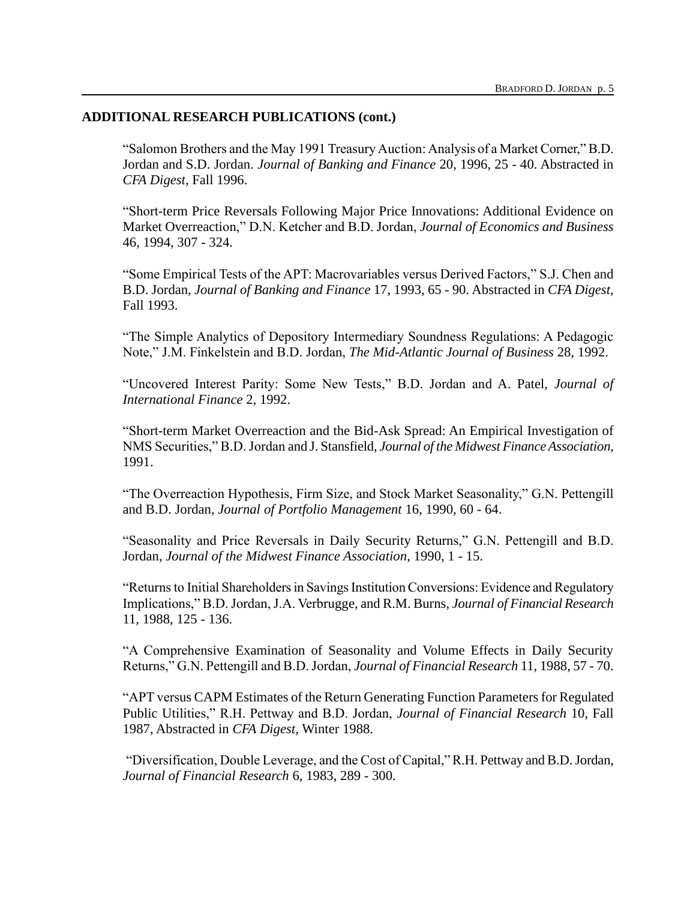## ADDITIONAL RESEARCH PUBLICATIONS (cont.)

"Salomon Brothers and the May 1991 Treasury Auction: Analysis of a Market Corner," B.D. Jordan and S.D. Jordan. *Journal of Banking and Finance* 20, 1996, 25 - 40. Abstracted in *CFA Digest*, Fall 1996.

"Short-term Price Reversals Following Major Price Innovations: Additional Evidence on Market Overreaction," D.N. Ketcher and B.D. Jordan, *Journal of Economics and Business* 46, 1994, 307 - 324.

"Some Empirical Tests of the APT: Macrovariables versus Derived Factors," S.J. Chen and B.D. Jordan, *Journal of Banking and Finance* 17, 1993, 65 - 90. Abstracted in *CFA Digest*, Fall 1993.

"The Simple Analytics of Depository Intermediary Soundness Regulations: A Pedagogic Note," J.M. Finkelstein and B.D. Jordan, *The Mid-Atlantic Journal of Business* 28, 1992.

"Uncovered Interest Parity: Some New Tests," B.D. Jordan and A. Patel, *Journal of International Finance* 2, 1992.

"Short-term Market Overreaction and the Bid-Ask Spread: An Empirical Investigation of NMS Securities," B.D. Jordan and J. Stansfield, *Journal of the Midwest Finance Association*, 1991.

"The Overreaction Hypothesis, Firm Size, and Stock Market Seasonality," G.N. Pettengill and B.D. Jordan, *Journal of Portfolio Management* 16, 1990, 60 - 64.

"Seasonality and Price Reversals in Daily Security Returns," G.N. Pettengill and B.D. Jordan, *Journal of the Midwest Finance Association*, 1990, 1 - 15.

"Returns to Initial Shareholders in Savings Institution Conversions: Evidence and Regulatory Implications," B.D. Jordan, J.A. Verbrugge, and R.M. Burns, *Journal of Financial Research* 11, 1988, 125 - 136.

"A Comprehensive Examination of Seasonality and Volume Effects in Daily Security Returns," G.N. Pettengill and B.D. Jordan, *Journal of Financial Research* 11, 1988, 57 - 70.

"APT versus CAPM Estimates of the Return Generating Function Parameters for Regulated Public Utilities," R.H. Pettway and B.D. Jordan, *Journal of Financial Research* 10, Fall 1987, Abstracted in *CFA Digest*, Winter 1988.

"Diversification, Double Leverage, and the Cost of Capital," R.H. Pettway and B.D. Jordan, *Journal of Financial Research* 6, 1983, 289 - 300.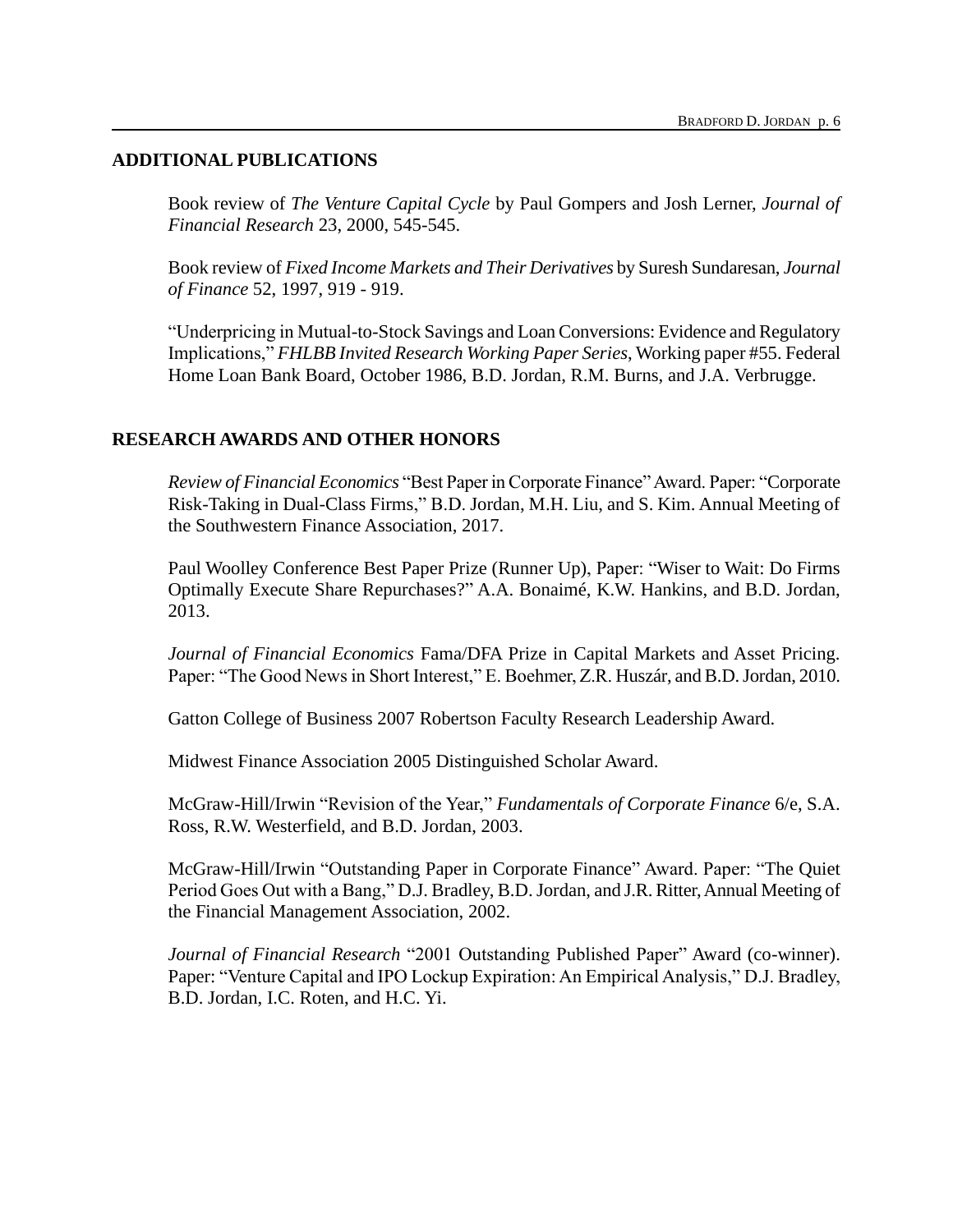## ADDITIONAL PUBLICATIONS

Book review of *The Venture Capital Cycle* by Paul Gompers and Josh Lerner, *Journal of Financial Research* 23, 2000, 545-545.

Book review of *Fixed Income Markets and Their Derivatives* by Suresh Sundaresan, *Journal of Finance* 52, 1997, 919 - 919.

"Underpricing in Mutual-to-Stock Savings and Loan Conversions: Evidence and Regulatory Implications," *FHLBB Invited Research Working Paper Series*, Working paper #55. Federal Home Loan Bank Board, October 1986, B.D. Jordan, R.M. Burns, and J.A. Verbrugge.

## RESEARCH AWARDS AND OTHER HONORS

*Review of Financial Economics* "Best Paper in Corporate Finance" Award. Paper: "Corporate Risk-Taking in Dual-Class Firms," B.D. Jordan, M.H. Liu, and S. Kim. Annual Meeting of the Southwestern Finance Association, 2017.

Paul Woolley Conference Best Paper Prize (Runner Up), Paper: "Wiser to Wait: Do Firms Optimally Execute Share Repurchases?" A.A. Bonaimé, K.W. Hankins, and B.D. Jordan, 2013.

*Journal of Financial Economics* Fama/DFA Prize in Capital Markets and Asset Pricing. Paper: "The Good News in Short Interest," E. Boehmer, Z.R. Huszár, and B.D. Jordan, 2010.

Gatton College of Business 2007 Robertson Faculty Research Leadership Award.

Midwest Finance Association 2005 Distinguished Scholar Award.

McGraw-Hill/Irwin "Revision of the Year," *Fundamentals of Corporate Finance* 6/e, S.A. Ross, R.W. Westerfield, and B.D. Jordan, 2003.

McGraw-Hill/Irwin "Outstanding Paper in Corporate Finance" Award. Paper: "The Quiet Period Goes Out with a Bang," D.J. Bradley, B.D. Jordan, and J.R. Ritter, Annual Meeting of the Financial Management Association, 2002.

*Journal of Financial Research* "2001 Outstanding Published Paper" Award (co-winner). Paper: "Venture Capital and IPO Lockup Expiration: An Empirical Analysis," D.J. Bradley, B.D. Jordan, I.C. Roten, and H.C. Yi.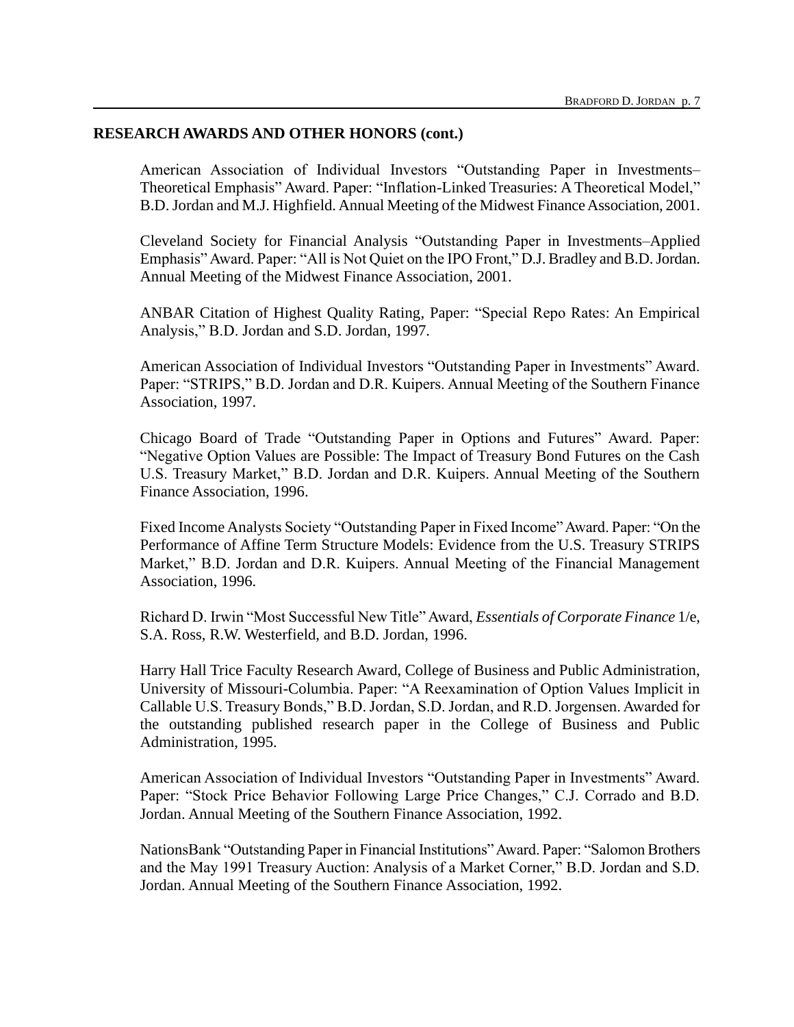## RESEARCH AWARDS AND OTHER HONORS (cont.)

American Association of Individual Investors "Outstanding Paper in Investments–Theoretical Emphasis" Award. Paper: "Inflation-Linked Treasuries: A Theoretical Model," B.D. Jordan and M.J. Highfield. Annual Meeting of the Midwest Finance Association, 2001.

Cleveland Society for Financial Analysis "Outstanding Paper in Investments–Applied Emphasis" Award. Paper: "All is Not Quiet on the IPO Front," D.J. Bradley and B.D. Jordan. Annual Meeting of the Midwest Finance Association, 2001.

ANBAR Citation of Highest Quality Rating, Paper: "Special Repo Rates: An Empirical Analysis," B.D. Jordan and S.D. Jordan, 1997.

American Association of Individual Investors "Outstanding Paper in Investments" Award. Paper: "STRIPS," B.D. Jordan and D.R. Kuipers. Annual Meeting of the Southern Finance Association, 1997.

Chicago Board of Trade "Outstanding Paper in Options and Futures" Award. Paper: "Negative Option Values are Possible: The Impact of Treasury Bond Futures on the Cash U.S. Treasury Market," B.D. Jordan and D.R. Kuipers. Annual Meeting of the Southern Finance Association, 1996.

Fixed Income Analysts Society "Outstanding Paper in Fixed Income" Award. Paper: "On the Performance of Affine Term Structure Models: Evidence from the U.S. Treasury STRIPS Market," B.D. Jordan and D.R. Kuipers. Annual Meeting of the Financial Management Association, 1996.

Richard D. Irwin "Most Successful New Title" Award, *Essentials of Corporate Finance* 1/e, S.A. Ross, R.W. Westerfield, and B.D. Jordan, 1996.

Harry Hall Trice Faculty Research Award, College of Business and Public Administration, University of Missouri-Columbia. Paper: "A Reexamination of Option Values Implicit in Callable U.S. Treasury Bonds," B.D. Jordan, S.D. Jordan, and R.D. Jorgensen. Awarded for the outstanding published research paper in the College of Business and Public Administration, 1995.

American Association of Individual Investors "Outstanding Paper in Investments" Award. Paper: "Stock Price Behavior Following Large Price Changes," C.J. Corrado and B.D. Jordan. Annual Meeting of the Southern Finance Association, 1992.

NationsBank "Outstanding Paper in Financial Institutions" Award. Paper: "Salomon Brothers and the May 1991 Treasury Auction: Analysis of a Market Corner," B.D. Jordan and S.D. Jordan. Annual Meeting of the Southern Finance Association, 1992.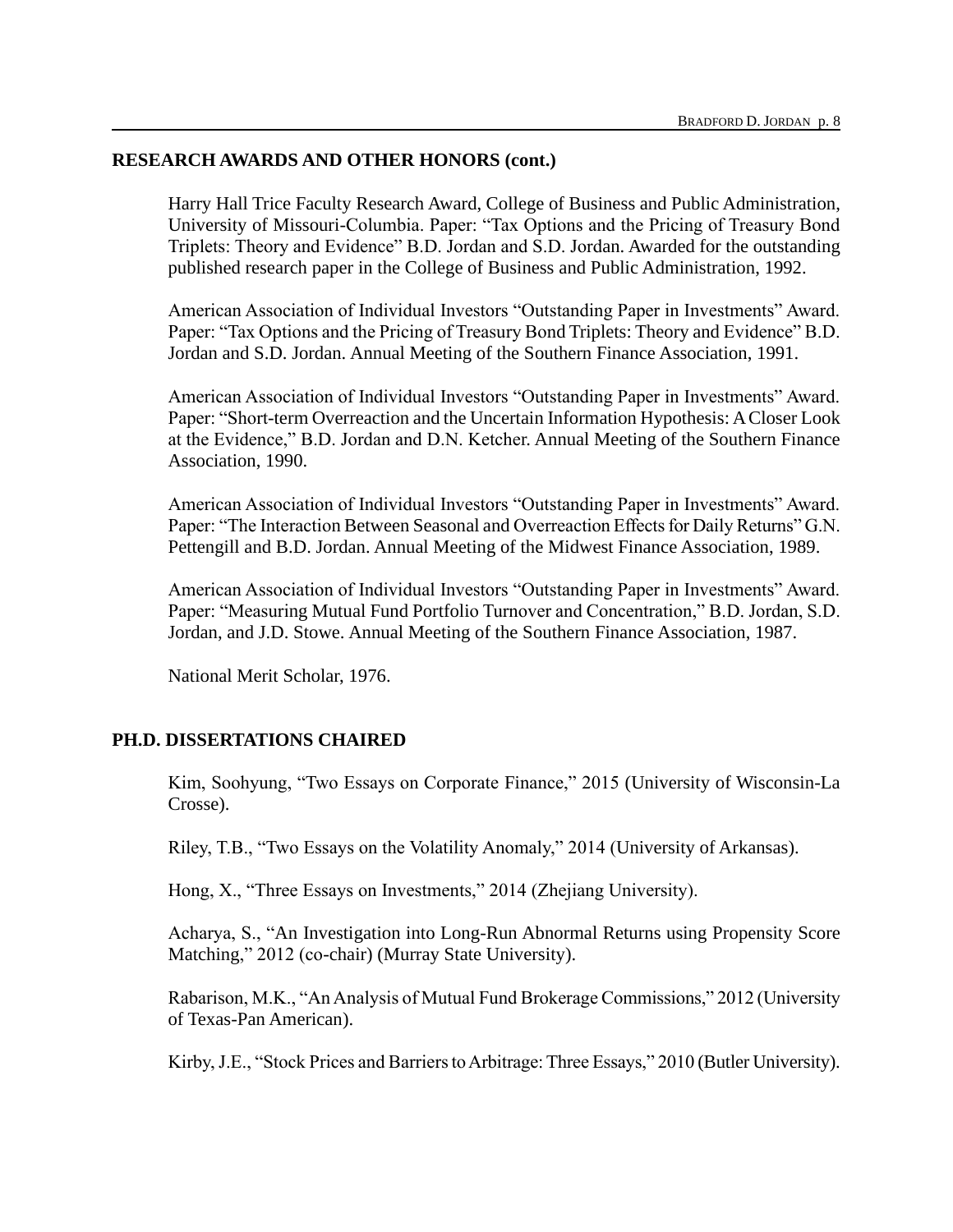## RESEARCH AWARDS AND OTHER HONORS (cont.)

Harry Hall Trice Faculty Research Award, College of Business and Public Administration, University of Missouri-Columbia. Paper: "Tax Options and the Pricing of Treasury Bond Triplets: Theory and Evidence" B.D. Jordan and S.D. Jordan. Awarded for the outstanding published research paper in the College of Business and Public Administration, 1992.

American Association of Individual Investors "Outstanding Paper in Investments" Award. Paper: "Tax Options and the Pricing of Treasury Bond Triplets: Theory and Evidence" B.D. Jordan and S.D. Jordan. Annual Meeting of the Southern Finance Association, 1991.

American Association of Individual Investors "Outstanding Paper in Investments" Award. Paper: "Short-term Overreaction and the Uncertain Information Hypothesis: A Closer Look at the Evidence," B.D. Jordan and D.N. Ketcher. Annual Meeting of the Southern Finance Association, 1990.

American Association of Individual Investors "Outstanding Paper in Investments" Award. Paper: "The Interaction Between Seasonal and Overreaction Effects for Daily Returns" G.N. Pettengill and B.D. Jordan. Annual Meeting of the Midwest Finance Association, 1989.

American Association of Individual Investors "Outstanding Paper in Investments" Award. Paper: "Measuring Mutual Fund Portfolio Turnover and Concentration," B.D. Jordan, S.D. Jordan, and J.D. Stowe. Annual Meeting of the Southern Finance Association, 1987.

National Merit Scholar, 1976.

## PH.D. DISSERTATIONS CHAIRED

Kim, Soohyung, "Two Essays on Corporate Finance," 2015 (University of Wisconsin-La Crosse).

Riley, T.B., "Two Essays on the Volatility Anomaly," 2014 (University of Arkansas).

Hong, X., "Three Essays on Investments," 2014 (Zhejiang University).

Acharya, S., "An Investigation into Long-Run Abnormal Returns using Propensity Score Matching," 2012 (co-chair) (Murray State University).

Rabarison, M.K., "An Analysis of Mutual Fund Brokerage Commissions," 2012 (University of Texas-Pan American).

Kirby, J.E., "Stock Prices and Barriers to Arbitrage: Three Essays," 2010 (Butler University).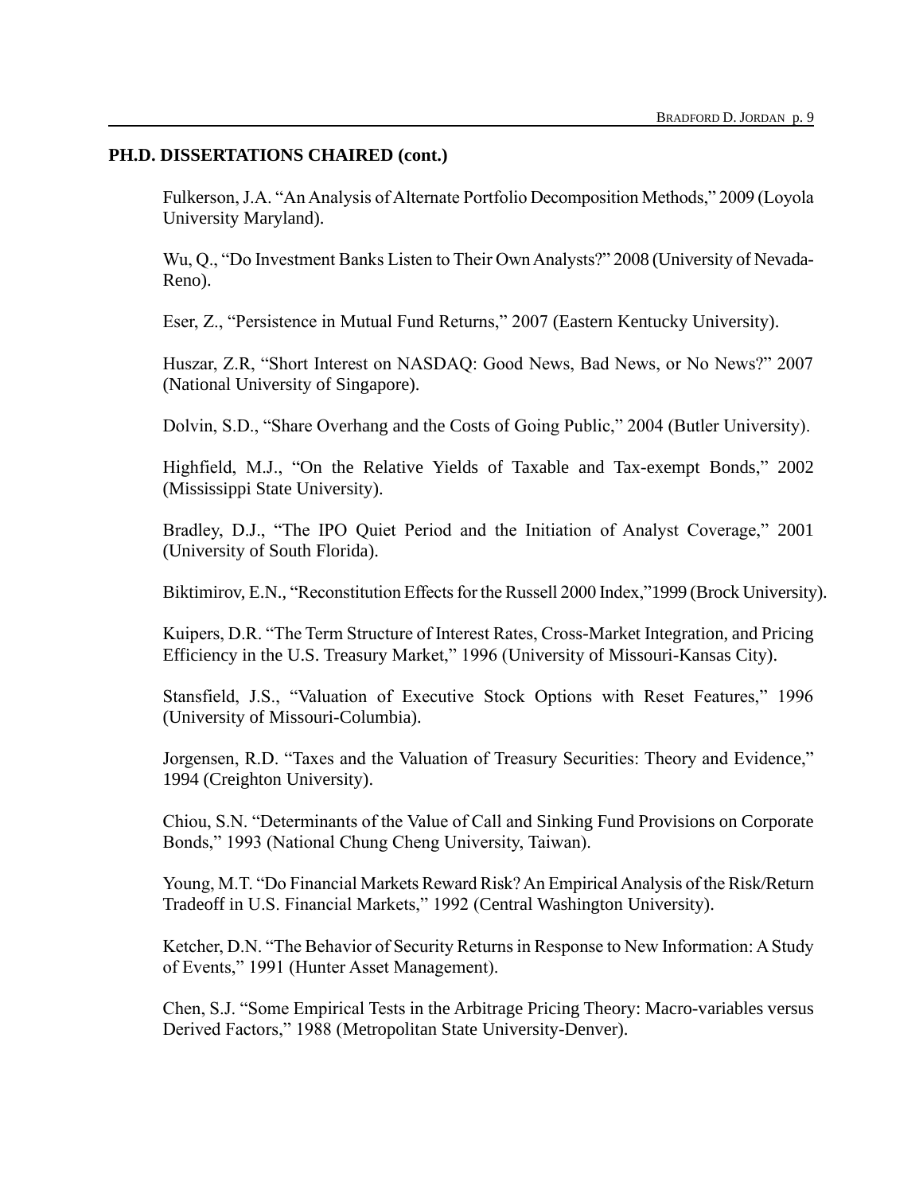**PH.D. DISSERTATIONS CHAIRED (cont.)**

Fulkerson, J.A. "An Analysis of Alternate Portfolio Decomposition Methods," 2009 (Loyola University Maryland).

Wu, Q., "Do Investment Banks Listen to Their Own Analysts?" 2008 (University of Nevada-Reno).

Eser, Z., "Persistence in Mutual Fund Returns," 2007 (Eastern Kentucky University).

Huszar, Z.R, "Short Interest on NASDAQ: Good News, Bad News, or No News?" 2007 (National University of Singapore).

Dolvin, S.D., "Share Overhang and the Costs of Going Public," 2004 (Butler University).

Highfield, M.J., "On the Relative Yields of Taxable and Tax-exempt Bonds," 2002 (Mississippi State University).

Bradley, D.J., "The IPO Quiet Period and the Initiation of Analyst Coverage," 2001 (University of South Florida).

Biktimirov, E.N., "Reconstitution Effects for the Russell 2000 Index,"1999 (Brock University).

Kuipers, D.R. "The Term Structure of Interest Rates, Cross-Market Integration, and Pricing Efficiency in the U.S. Treasury Market," 1996 (University of Missouri-Kansas City).

Stansfield, J.S., "Valuation of Executive Stock Options with Reset Features," 1996 (University of Missouri-Columbia).

Jorgensen, R.D. "Taxes and the Valuation of Treasury Securities: Theory and Evidence," 1994 (Creighton University).

Chiou, S.N. "Determinants of the Value of Call and Sinking Fund Provisions on Corporate Bonds," 1993 (National Chung Cheng University, Taiwan).

Young, M.T. "Do Financial Markets Reward Risk? An Empirical Analysis of the Risk/Return Tradeoff in U.S. Financial Markets," 1992 (Central Washington University).

Ketcher, D.N. "The Behavior of Security Returns in Response to New Information: A Study of Events," 1991 (Hunter Asset Management).

Chen, S.J. "Some Empirical Tests in the Arbitrage Pricing Theory: Macro-variables versus Derived Factors," 1988 (Metropolitan State University-Denver).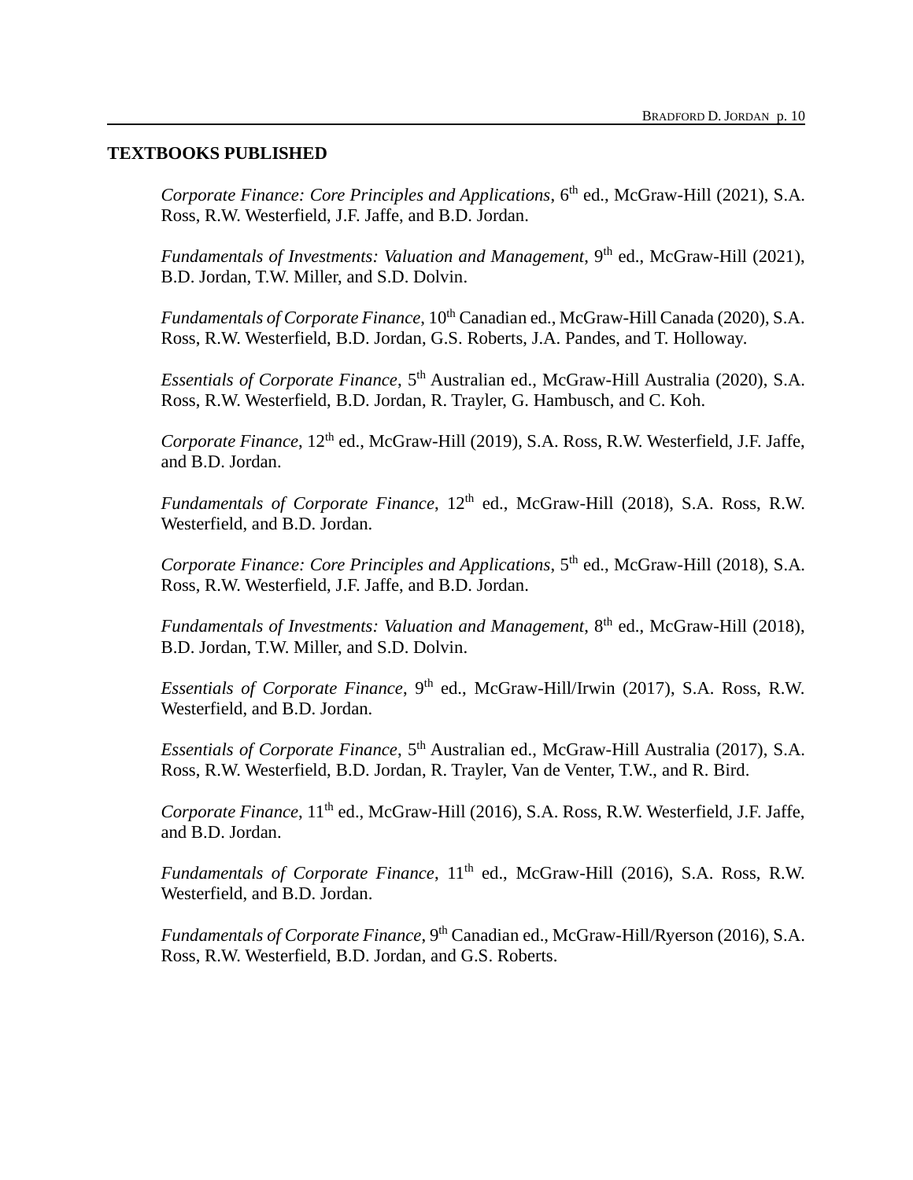## TEXTBOOKS PUBLISHED

*Corporate Finance: Core Principles and Applications*, 6th ed., McGraw-Hill (2021), S.A. Ross, R.W. Westerfield, J.F. Jaffe, and B.D. Jordan.

*Fundamentals of Investments: Valuation and Management*, 9th ed., McGraw-Hill (2021), B.D. Jordan, T.W. Miller, and S.D. Dolvin.

*Fundamentals of Corporate Finance*, 10th Canadian ed., McGraw-Hill Canada (2020), S.A. Ross, R.W. Westerfield, B.D. Jordan, G.S. Roberts, J.A. Pandes, and T. Holloway.

*Essentials of Corporate Finance*, 5th Australian ed., McGraw-Hill Australia (2020), S.A. Ross, R.W. Westerfield, B.D. Jordan, R. Trayler, G. Hambusch, and C. Koh.

*Corporate Finance*, 12th ed., McGraw-Hill (2019), S.A. Ross, R.W. Westerfield, J.F. Jaffe, and B.D. Jordan.

*Fundamentals of Corporate Finance*, 12th ed., McGraw-Hill (2018), S.A. Ross, R.W. Westerfield, and B.D. Jordan.

*Corporate Finance: Core Principles and Applications*, 5th ed., McGraw-Hill (2018), S.A. Ross, R.W. Westerfield, J.F. Jaffe, and B.D. Jordan.

*Fundamentals of Investments: Valuation and Management*, 8th ed., McGraw-Hill (2018), B.D. Jordan, T.W. Miller, and S.D. Dolvin.

*Essentials of Corporate Finance*, 9th ed., McGraw-Hill/Irwin (2017), S.A. Ross, R.W. Westerfield, and B.D. Jordan.

*Essentials of Corporate Finance*, 5th Australian ed., McGraw-Hill Australia (2017), S.A. Ross, R.W. Westerfield, B.D. Jordan, R. Trayler, Van de Venter, T.W., and R. Bird.

*Corporate Finance*, 11th ed., McGraw-Hill (2016), S.A. Ross, R.W. Westerfield, J.F. Jaffe, and B.D. Jordan.

*Fundamentals of Corporate Finance*, 11th ed., McGraw-Hill (2016), S.A. Ross, R.W. Westerfield, and B.D. Jordan.

*Fundamentals of Corporate Finance*, 9th Canadian ed., McGraw-Hill/Ryerson (2016), S.A. Ross, R.W. Westerfield, B.D. Jordan, and G.S. Roberts.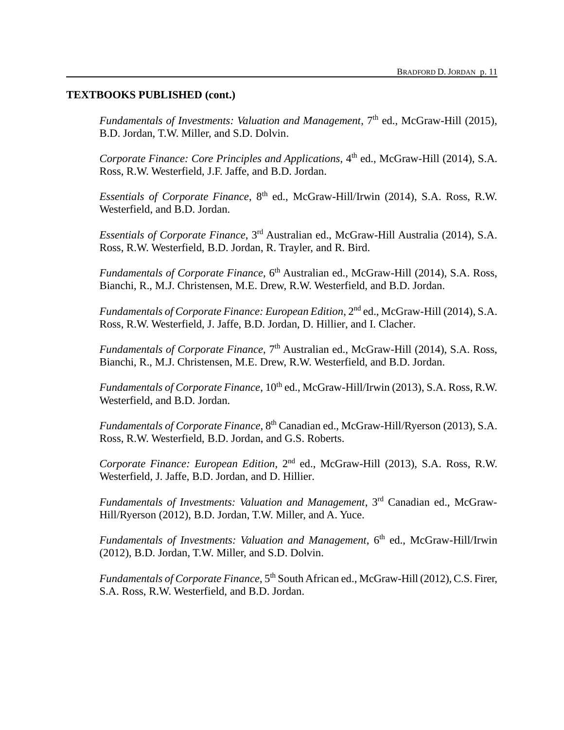**TEXTBOOKS PUBLISHED (cont.)**

*Fundamentals of Investments: Valuation and Management*, 7th ed., McGraw-Hill (2015), B.D. Jordan, T.W. Miller, and S.D. Dolvin.

*Corporate Finance: Core Principles and Applications*, 4th ed., McGraw-Hill (2014), S.A. Ross, R.W. Westerfield, J.F. Jaffe, and B.D. Jordan.

*Essentials of Corporate Finance*, 8th ed., McGraw-Hill/Irwin (2014), S.A. Ross, R.W. Westerfield, and B.D. Jordan.

*Essentials of Corporate Finance*, 3rd Australian ed., McGraw-Hill Australia (2014), S.A. Ross, R.W. Westerfield, B.D. Jordan, R. Trayler, and R. Bird.

*Fundamentals of Corporate Finance*, 6th Australian ed., McGraw-Hill (2014), S.A. Ross, Bianchi, R., M.J. Christensen, M.E. Drew, R.W. Westerfield, and B.D. Jordan.

*Fundamentals of Corporate Finance: European Edition*, 2nd ed., McGraw-Hill (2014), S.A. Ross, R.W. Westerfield, J. Jaffe, B.D. Jordan, D. Hillier, and I. Clacher.

*Fundamentals of Corporate Finance*, 7th Australian ed., McGraw-Hill (2014), S.A. Ross, Bianchi, R., M.J. Christensen, M.E. Drew, R.W. Westerfield, and B.D. Jordan.

*Fundamentals of Corporate Finance*, 10th ed., McGraw-Hill/Irwin (2013), S.A. Ross, R.W. Westerfield, and B.D. Jordan.

*Fundamentals of Corporate Finance*, 8th Canadian ed., McGraw-Hill/Ryerson (2013), S.A. Ross, R.W. Westerfield, B.D. Jordan, and G.S. Roberts.

*Corporate Finance: European Edition*, 2nd ed., McGraw-Hill (2013), S.A. Ross, R.W. Westerfield, J. Jaffe, B.D. Jordan, and D. Hillier.

*Fundamentals of Investments: Valuation and Management*, 3rd Canadian ed., McGraw-Hill/Ryerson (2012), B.D. Jordan, T.W. Miller, and A. Yuce.

*Fundamentals of Investments: Valuation and Management*, 6th ed., McGraw-Hill/Irwin (2012), B.D. Jordan, T.W. Miller, and S.D. Dolvin.

*Fundamentals of Corporate Finance*, 5th South African ed., McGraw-Hill (2012), C.S. Firer, S.A. Ross, R.W. Westerfield, and B.D. Jordan.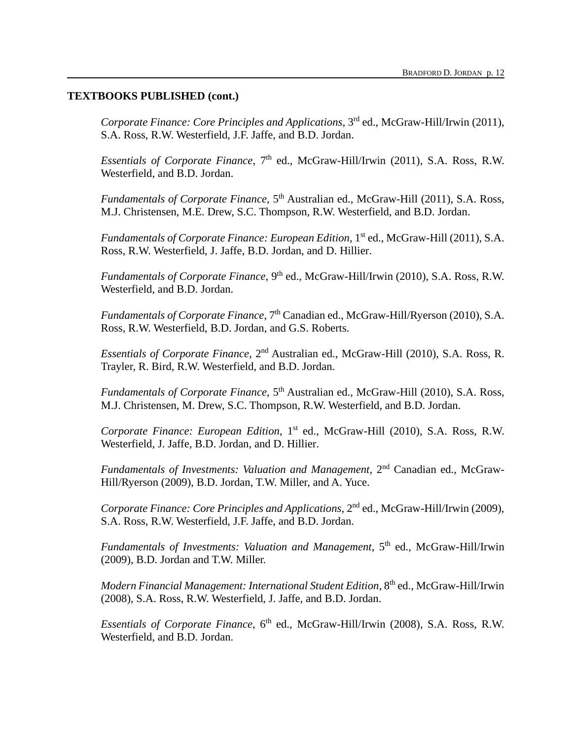**TEXTBOOKS PUBLISHED (cont.)**

*Corporate Finance: Core Principles and Applications*, 3rd ed., McGraw-Hill/Irwin (2011), S.A. Ross, R.W. Westerfield, J.F. Jaffe, and B.D. Jordan.

*Essentials of Corporate Finance*, 7th ed., McGraw-Hill/Irwin (2011), S.A. Ross, R.W. Westerfield, and B.D. Jordan.

*Fundamentals of Corporate Finance*, 5th Australian ed., McGraw-Hill (2011), S.A. Ross, M.J. Christensen, M.E. Drew, S.C. Thompson, R.W. Westerfield, and B.D. Jordan.

*Fundamentals of Corporate Finance: European Edition*, 1st ed., McGraw-Hill (2011), S.A. Ross, R.W. Westerfield, J. Jaffe, B.D. Jordan, and D. Hillier.

*Fundamentals of Corporate Finance*, 9th ed., McGraw-Hill/Irwin (2010), S.A. Ross, R.W. Westerfield, and B.D. Jordan.

*Fundamentals of Corporate Finance*, 7th Canadian ed., McGraw-Hill/Ryerson (2010), S.A. Ross, R.W. Westerfield, B.D. Jordan, and G.S. Roberts.

*Essentials of Corporate Finance*, 2nd Australian ed., McGraw-Hill (2010), S.A. Ross, R. Trayler, R. Bird, R.W. Westerfield, and B.D. Jordan.

*Fundamentals of Corporate Finance*, 5th Australian ed., McGraw-Hill (2010), S.A. Ross, M.J. Christensen, M. Drew, S.C. Thompson, R.W. Westerfield, and B.D. Jordan.

*Corporate Finance: European Edition*, 1st ed., McGraw-Hill (2010), S.A. Ross, R.W. Westerfield, J. Jaffe, B.D. Jordan, and D. Hillier.

*Fundamentals of Investments: Valuation and Management*, 2nd Canadian ed., McGraw-Hill/Ryerson (2009), B.D. Jordan, T.W. Miller, and A. Yuce.

*Corporate Finance: Core Principles and Applications*, 2nd ed., McGraw-Hill/Irwin (2009), S.A. Ross, R.W. Westerfield, J.F. Jaffe, and B.D. Jordan.

*Fundamentals of Investments: Valuation and Management*, 5th ed., McGraw-Hill/Irwin (2009), B.D. Jordan and T.W. Miller.

*Modern Financial Management: International Student Edition*, 8th ed., McGraw-Hill/Irwin (2008), S.A. Ross, R.W. Westerfield, J. Jaffe, and B.D. Jordan.

*Essentials of Corporate Finance*, 6th ed., McGraw-Hill/Irwin (2008), S.A. Ross, R.W. Westerfield, and B.D. Jordan.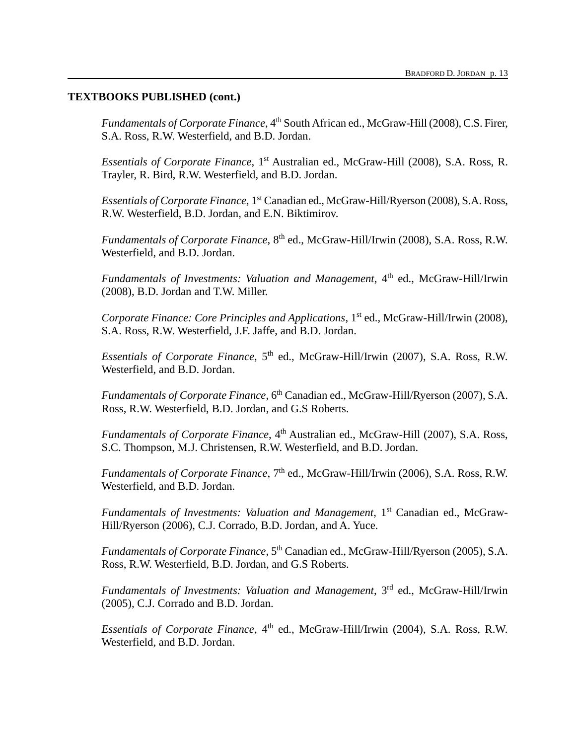**TEXTBOOKS PUBLISHED (cont.)**

*Fundamentals of Corporate Finance*, 4th South African ed., McGraw-Hill (2008), C.S. Firer, S.A. Ross, R.W. Westerfield, and B.D. Jordan.

*Essentials of Corporate Finance*, 1st Australian ed., McGraw-Hill (2008), S.A. Ross, R. Trayler, R. Bird, R.W. Westerfield, and B.D. Jordan.

*Essentials of Corporate Finance*, 1st Canadian ed., McGraw-Hill/Ryerson (2008), S.A. Ross, R.W. Westerfield, B.D. Jordan, and E.N. Biktimirov.

*Fundamentals of Corporate Finance*, 8th ed., McGraw-Hill/Irwin (2008), S.A. Ross, R.W. Westerfield, and B.D. Jordan.

*Fundamentals of Investments: Valuation and Management*, 4th ed., McGraw-Hill/Irwin (2008), B.D. Jordan and T.W. Miller.

*Corporate Finance: Core Principles and Applications*, 1st ed., McGraw-Hill/Irwin (2008), S.A. Ross, R.W. Westerfield, J.F. Jaffe, and B.D. Jordan.

*Essentials of Corporate Finance*, 5th ed., McGraw-Hill/Irwin (2007), S.A. Ross, R.W. Westerfield, and B.D. Jordan.

*Fundamentals of Corporate Finance*, 6th Canadian ed., McGraw-Hill/Ryerson (2007), S.A. Ross, R.W. Westerfield, B.D. Jordan, and G.S Roberts.

*Fundamentals of Corporate Finance*, 4th Australian ed., McGraw-Hill (2007), S.A. Ross, S.C. Thompson, M.J. Christensen, R.W. Westerfield, and B.D. Jordan.

*Fundamentals of Corporate Finance*, 7th ed., McGraw-Hill/Irwin (2006), S.A. Ross, R.W. Westerfield, and B.D. Jordan.

*Fundamentals of Investments: Valuation and Management*, 1st Canadian ed., McGraw-Hill/Ryerson (2006), C.J. Corrado, B.D. Jordan, and A. Yuce.

*Fundamentals of Corporate Finance*, 5th Canadian ed., McGraw-Hill/Ryerson (2005), S.A. Ross, R.W. Westerfield, B.D. Jordan, and G.S Roberts.

*Fundamentals of Investments: Valuation and Management*, 3rd ed., McGraw-Hill/Irwin (2005), C.J. Corrado and B.D. Jordan.

*Essentials of Corporate Finance*, 4th ed., McGraw-Hill/Irwin (2004), S.A. Ross, R.W. Westerfield, and B.D. Jordan.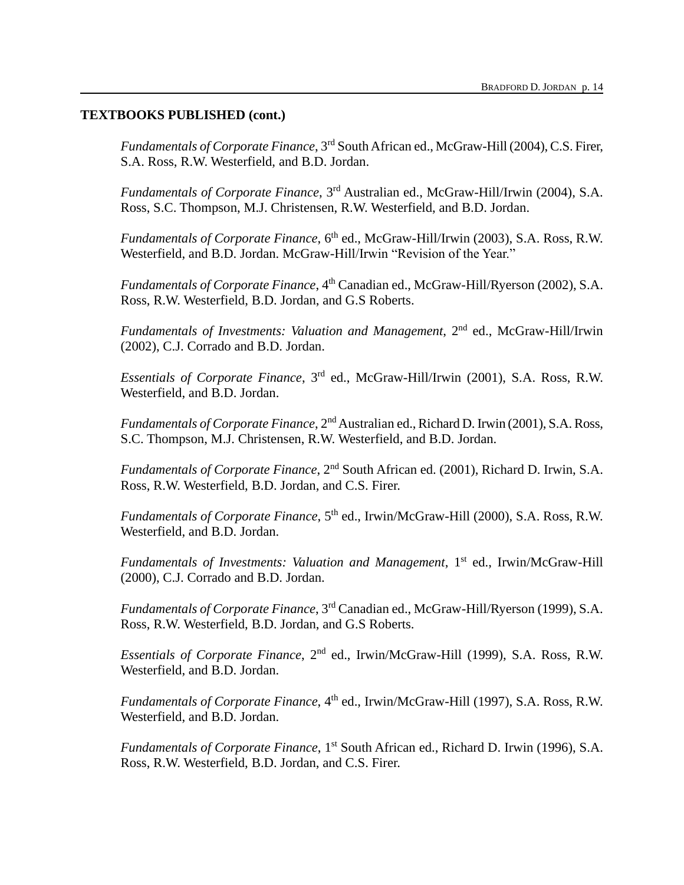## TEXTBOOKS PUBLISHED (cont.)

*Fundamentals of Corporate Finance*, 3rd South African ed., McGraw-Hill (2004), C.S. Firer, S.A. Ross, R.W. Westerfield, and B.D. Jordan.

*Fundamentals of Corporate Finance*, 3rd Australian ed., McGraw-Hill/Irwin (2004), S.A. Ross, S.C. Thompson, M.J. Christensen, R.W. Westerfield, and B.D. Jordan.

*Fundamentals of Corporate Finance*, 6th ed., McGraw-Hill/Irwin (2003), S.A. Ross, R.W. Westerfield, and B.D. Jordan. McGraw-Hill/Irwin "Revision of the Year."

*Fundamentals of Corporate Finance*, 4th Canadian ed., McGraw-Hill/Ryerson (2002), S.A. Ross, R.W. Westerfield, B.D. Jordan, and G.S Roberts.

*Fundamentals of Investments: Valuation and Management*, 2nd ed., McGraw-Hill/Irwin (2002), C.J. Corrado and B.D. Jordan.

*Essentials of Corporate Finance*, 3rd ed., McGraw-Hill/Irwin (2001), S.A. Ross, R.W. Westerfield, and B.D. Jordan.

*Fundamentals of Corporate Finance*, 2nd Australian ed., Richard D. Irwin (2001), S.A. Ross, S.C. Thompson, M.J. Christensen, R.W. Westerfield, and B.D. Jordan.

*Fundamentals of Corporate Finance*, 2nd South African ed. (2001), Richard D. Irwin, S.A. Ross, R.W. Westerfield, B.D. Jordan, and C.S. Firer.

*Fundamentals of Corporate Finance*, 5th ed., Irwin/McGraw-Hill (2000), S.A. Ross, R.W. Westerfield, and B.D. Jordan.

*Fundamentals of Investments: Valuation and Management*, 1st ed., Irwin/McGraw-Hill (2000), C.J. Corrado and B.D. Jordan.

*Fundamentals of Corporate Finance*, 3rd Canadian ed., McGraw-Hill/Ryerson (1999), S.A. Ross, R.W. Westerfield, B.D. Jordan, and G.S Roberts.

*Essentials of Corporate Finance*, 2nd ed., Irwin/McGraw-Hill (1999), S.A. Ross, R.W. Westerfield, and B.D. Jordan.

*Fundamentals of Corporate Finance*, 4th ed., Irwin/McGraw-Hill (1997), S.A. Ross, R.W. Westerfield, and B.D. Jordan.

*Fundamentals of Corporate Finance*, 1st South African ed., Richard D. Irwin (1996), S.A. Ross, R.W. Westerfield, B.D. Jordan, and C.S. Firer.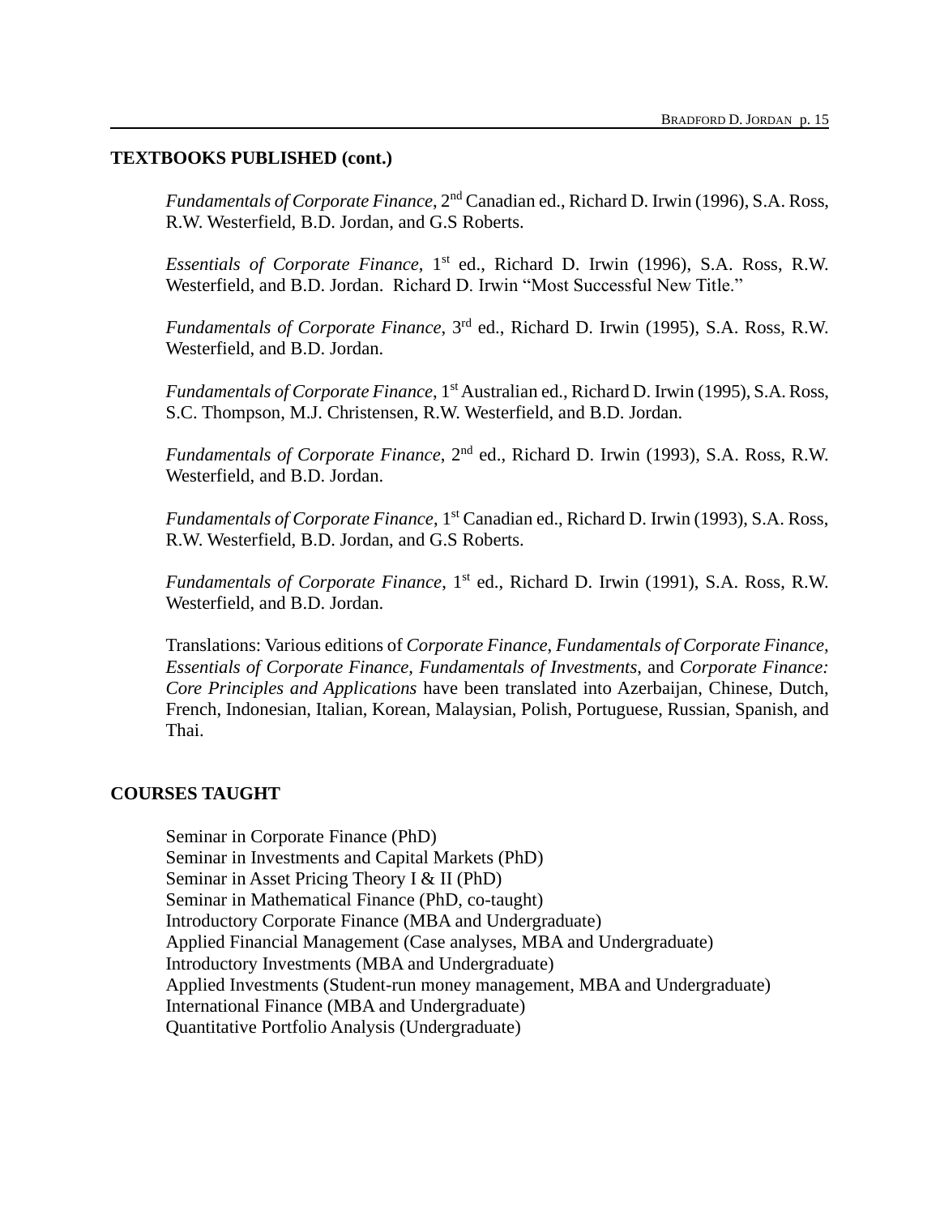## TEXTBOOKS PUBLISHED (cont.)

*Fundamentals of Corporate Finance*, 2nd Canadian ed., Richard D. Irwin (1996), S.A. Ross, R.W. Westerfield, B.D. Jordan, and G.S Roberts.

*Essentials of Corporate Finance*, 1st ed., Richard D. Irwin (1996), S.A. Ross, R.W. Westerfield, and B.D. Jordan. Richard D. Irwin "Most Successful New Title."

*Fundamentals of Corporate Finance*, 3rd ed., Richard D. Irwin (1995), S.A. Ross, R.W. Westerfield, and B.D. Jordan.

*Fundamentals of Corporate Finance*, 1st Australian ed., Richard D. Irwin (1995), S.A. Ross, S.C. Thompson, M.J. Christensen, R.W. Westerfield, and B.D. Jordan.

*Fundamentals of Corporate Finance*, 2nd ed., Richard D. Irwin (1993), S.A. Ross, R.W. Westerfield, and B.D. Jordan.

*Fundamentals of Corporate Finance*, 1st Canadian ed., Richard D. Irwin (1993), S.A. Ross, R.W. Westerfield, B.D. Jordan, and G.S Roberts.

*Fundamentals of Corporate Finance*, 1st ed., Richard D. Irwin (1991), S.A. Ross, R.W. Westerfield, and B.D. Jordan.

Translations: Various editions of *Corporate Finance, Fundamentals of Corporate Finance, Essentials of Corporate Finance*, *Fundamentals of Investments*, and *Corporate Finance: Core Principles and Applications* have been translated into Azerbaijan, Chinese, Dutch, French, Indonesian, Italian, Korean, Malaysian, Polish, Portuguese, Russian, Spanish, and Thai.

## COURSES TAUGHT

Seminar in Corporate Finance (PhD)
Seminar in Investments and Capital Markets (PhD)
Seminar in Asset Pricing Theory I & II (PhD)
Seminar in Mathematical Finance (PhD, co-taught)
Introductory Corporate Finance (MBA and Undergraduate)
Applied Financial Management (Case analyses, MBA and Undergraduate)
Introductory Investments (MBA and Undergraduate)
Applied Investments (Student-run money management, MBA and Undergraduate)
International Finance (MBA and Undergraduate)
Quantitative Portfolio Analysis (Undergraduate)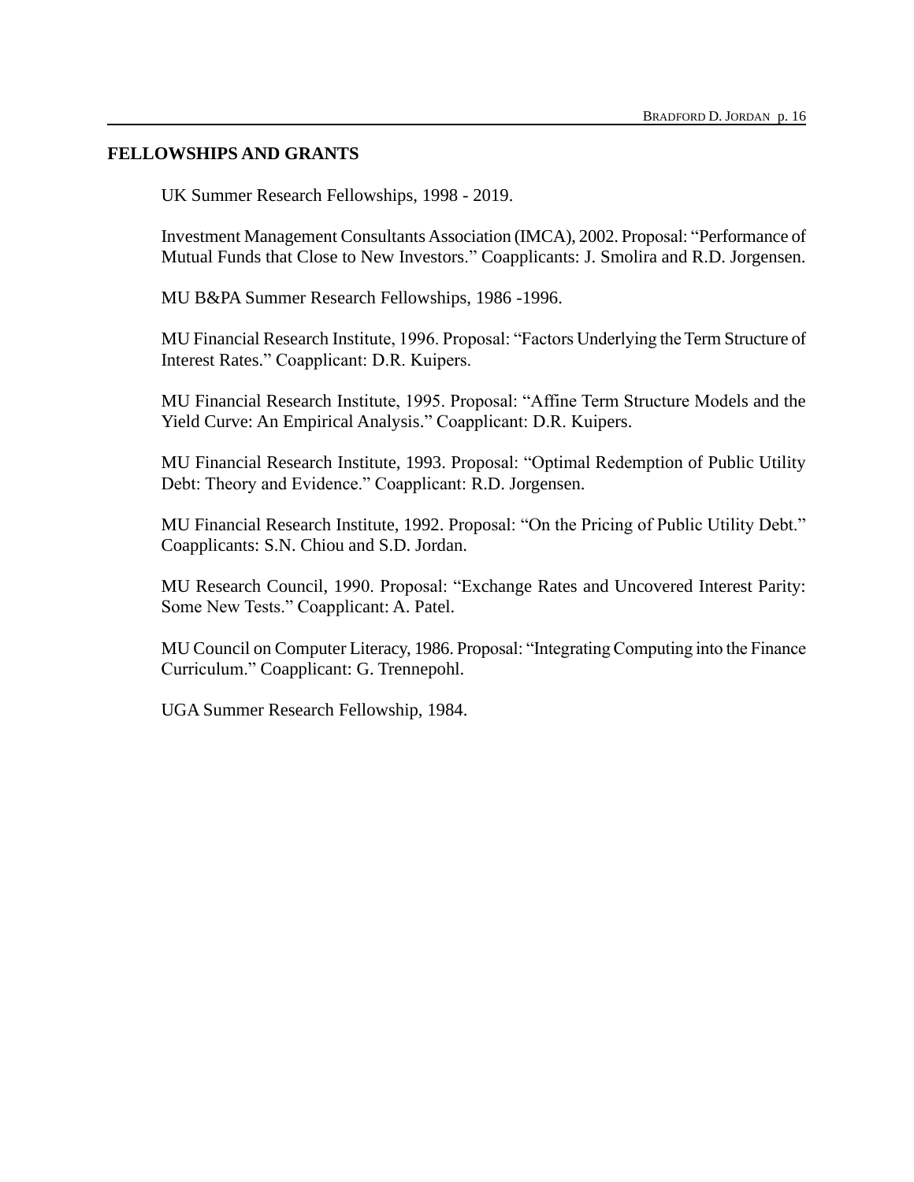## FELLOWSHIPS AND GRANTS

UK Summer Research Fellowships, 1998 - 2019.

Investment Management Consultants Association (IMCA), 2002. Proposal: "Performance of Mutual Funds that Close to New Investors." Coapplicants: J. Smolira and R.D. Jorgensen.

MU B&PA Summer Research Fellowships, 1986 -1996.

MU Financial Research Institute, 1996. Proposal: "Factors Underlying the Term Structure of Interest Rates." Coapplicant: D.R. Kuipers.

MU Financial Research Institute, 1995. Proposal: "Affine Term Structure Models and the Yield Curve: An Empirical Analysis." Coapplicant: D.R. Kuipers.

MU Financial Research Institute, 1993. Proposal: "Optimal Redemption of Public Utility Debt: Theory and Evidence." Coapplicant: R.D. Jorgensen.

MU Financial Research Institute, 1992. Proposal: "On the Pricing of Public Utility Debt." Coapplicants: S.N. Chiou and S.D. Jordan.

MU Research Council, 1990. Proposal: "Exchange Rates and Uncovered Interest Parity: Some New Tests." Coapplicant: A. Patel.

MU Council on Computer Literacy, 1986. Proposal: "Integrating Computing into the Finance Curriculum." Coapplicant: G. Trennepohl.

UGA Summer Research Fellowship, 1984.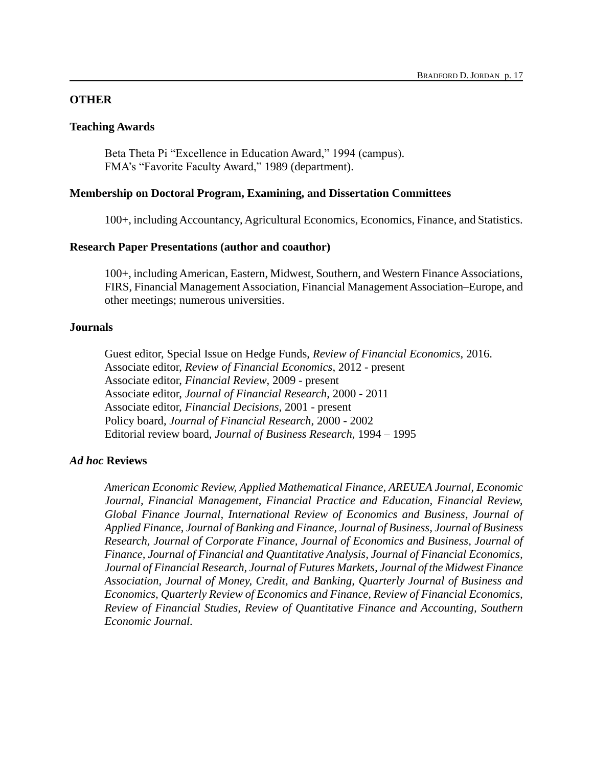## OTHER

### Teaching Awards

Beta Theta Pi "Excellence in Education Award," 1994 (campus).
FMA's "Favorite Faculty Award," 1989 (department).

### Membership on Doctoral Program, Examining, and Dissertation Committees

100+, including Accountancy, Agricultural Economics, Economics, Finance, and Statistics.

### Research Paper Presentations (author and coauthor)

100+, including American, Eastern, Midwest, Southern, and Western Finance Associations, FIRS, Financial Management Association, Financial Management Association–Europe, and other meetings; numerous universities.

### Journals

Guest editor, Special Issue on Hedge Funds, *Review of Financial Economics*, 2016.
Associate editor, *Review of Financial Economics*, 2012 - present
Associate editor, *Financial Review*, 2009 - present
Associate editor, *Journal of Financial Research*, 2000 - 2011
Associate editor, *Financial Decisions*, 2001 - present
Policy board, *Journal of Financial Research*, 2000 - 2002
Editorial review board, *Journal of Business Research*, 1994 – 1995

### *Ad hoc* Reviews

*American Economic Review, Applied Mathematical Finance, AREUEA Journal, Economic Journal, Financial Management, Financial Practice and Education, Financial Review, Global Finance Journal, International Review of Economics and Business, Journal of Applied Finance, Journal of Banking and Finance, Journal of Business, Journal of Business Research, Journal of Corporate Finance, Journal of Economics and Business, Journal of Finance, Journal of Financial and Quantitative Analysis, Journal of Financial Economics, Journal of Financial Research, Journal of Futures Markets, Journal of the Midwest Finance Association, Journal of Money, Credit, and Banking, Quarterly Journal of Business and Economics, Quarterly Review of Economics and Finance, Review of Financial Economics, Review of Financial Studies, Review of Quantitative Finance and Accounting, Southern Economic Journal.*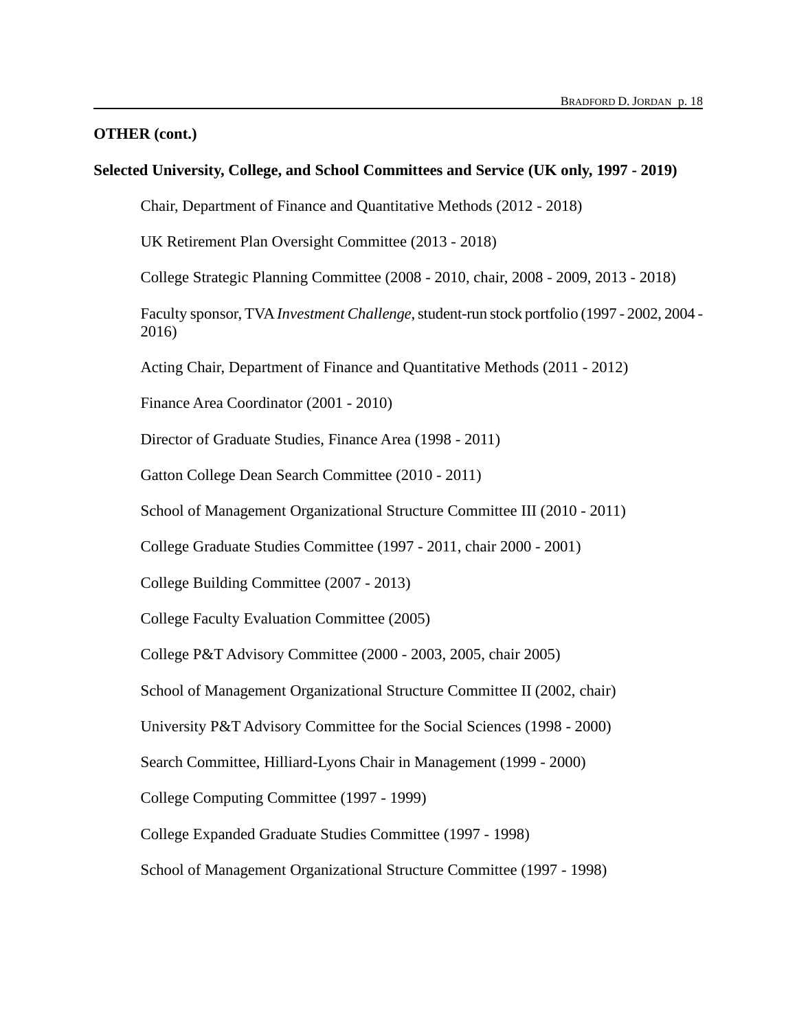**OTHER (cont.)**

**Selected University, College, and School Committees and Service (UK only, 1997 - 2019)**

Chair, Department of Finance and Quantitative Methods (2012 - 2018)

UK Retirement Plan Oversight Committee (2013 - 2018)

College Strategic Planning Committee (2008 - 2010, chair, 2008 - 2009, 2013 - 2018)

Faculty sponsor, TVA *Investment Challenge*, student-run stock portfolio (1997 - 2002, 2004 - 2016)

Acting Chair, Department of Finance and Quantitative Methods (2011 - 2012)

Finance Area Coordinator (2001 - 2010)

Director of Graduate Studies, Finance Area (1998 - 2011)

Gatton College Dean Search Committee (2010 - 2011)

School of Management Organizational Structure Committee III (2010 - 2011)

College Graduate Studies Committee (1997 - 2011, chair 2000 - 2001)

College Building Committee (2007 - 2013)

College Faculty Evaluation Committee (2005)

College P&T Advisory Committee (2000 - 2003, 2005, chair 2005)

School of Management Organizational Structure Committee II (2002, chair)

University P&T Advisory Committee for the Social Sciences (1998 - 2000)

Search Committee, Hilliard-Lyons Chair in Management (1999 - 2000)

College Computing Committee (1997 - 1999)

College Expanded Graduate Studies Committee (1997 - 1998)

School of Management Organizational Structure Committee (1997 - 1998)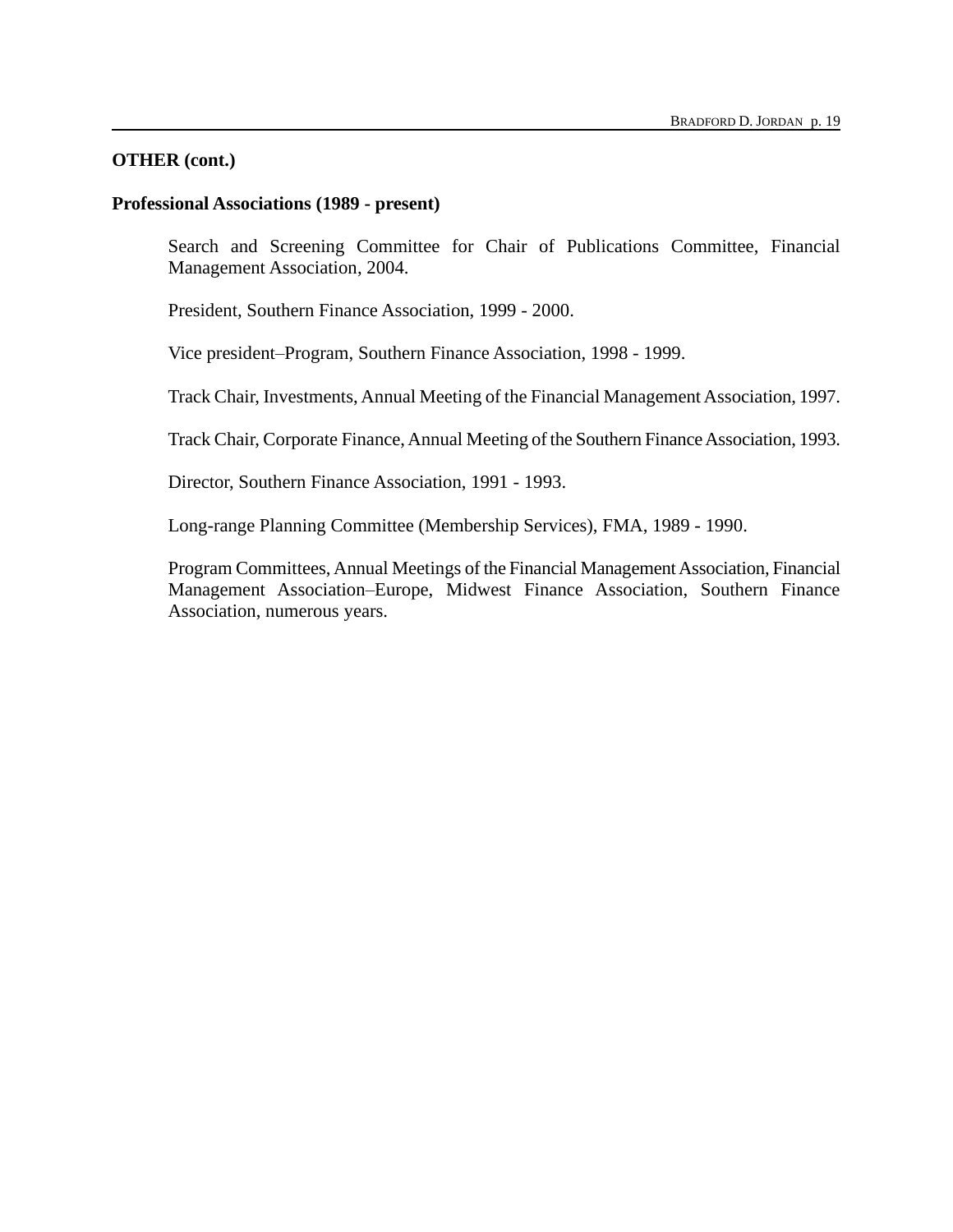**OTHER (cont.)**

**Professional Associations (1989 - present)**

Search and Screening Committee for Chair of Publications Committee, Financial Management Association, 2004.

President, Southern Finance Association, 1999 - 2000.

Vice president–Program, Southern Finance Association, 1998 - 1999.

Track Chair, Investments, Annual Meeting of the Financial Management Association, 1997.

Track Chair, Corporate Finance, Annual Meeting of the Southern Finance Association, 1993.

Director, Southern Finance Association, 1991 - 1993.

Long-range Planning Committee (Membership Services), FMA, 1989 - 1990.

Program Committees, Annual Meetings of the Financial Management Association, Financial Management Association–Europe, Midwest Finance Association, Southern Finance Association, numerous years.